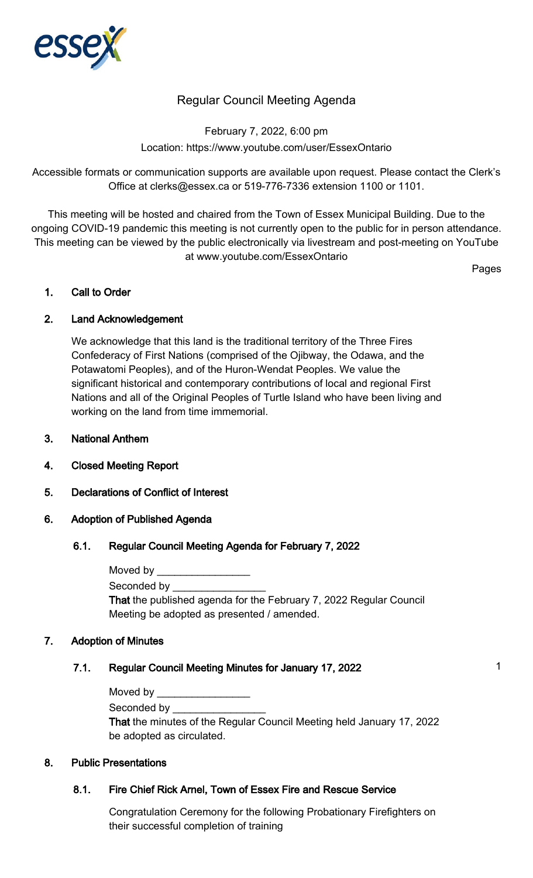# Regular Council Meeting Agenda

February 7, 2022, 6:00 pm

Location: https://www.youtube.com/user/EssexOntario

Accessible formats or communication supports are available upon request. Please contact the Clerk's Office at clerks@essex.ca or 519-776-7336 extension 1100 or 1101.

This meeting will be hosted and chaired from the Town of Essex Municipal Building. Due to the ongoing COVID-19 pandemic this meeting is not currently open to the public for in person attendance. This meeting can be viewed by the public electronically via livestream and post-meeting on YouTube at www.youtube.com/EssexOntario

Pages

## 1. Call to Order

## 2. Land Acknowledgement

We acknowledge that this land is the traditional territory of the Three Fires Confederacy of First Nations (comprised of the Ojibway, the Odawa, and the Potawatomi Peoples), and of the Huron-Wendat Peoples. We value the significant historical and contemporary contributions of local and regional First Nations and all of the Original Peoples of Turtle Island who have been living and working on the land from time immemorial.

## 3. National Anthem

## 4. Closed Meeting Report

## 5. Declarations of Conflict of Interest

## 6. Adoption of Published Agenda

### 6.1. Regular Council Meeting Agenda for February 7, 2022

Moved by ________________

Seconded by ________________

**That** the published agenda for the February 7, 2022 Regular Council Meeting be adopted as presented / amended.

## 7. Adoption of Minutes

### 7.1. Regular Council Meeting Minutes for January 17, 2022 — 1

Moved by ________________

Seconded by ________________

**That** the minutes of the Regular Council Meeting held January 17, 2022 be adopted as circulated.

## 8. Public Presentations

### 8.1. Fire Chief Rick Arnel, Town of Essex Fire and Rescue Service

Congratulation Ceremony for the following Probationary Firefighters on their successful completion of training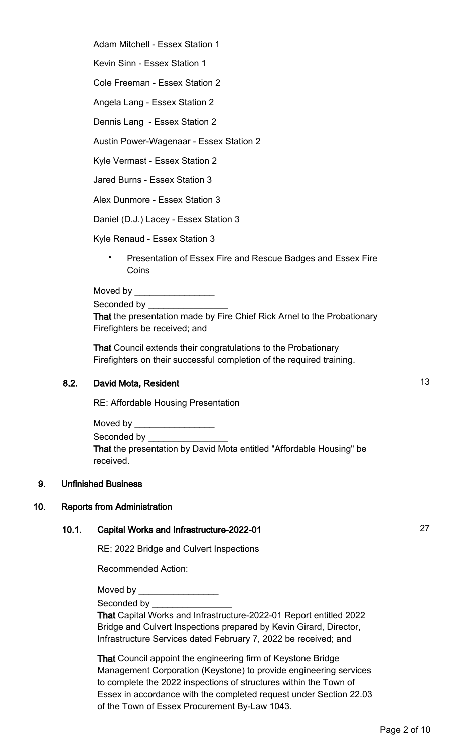Adam Mitchell - Essex Station 1

Kevin Sinn - Essex Station 1

Cole Freeman - Essex Station 2

Angela Lang - Essex Station 2

Dennis Lang - Essex Station 2

Austin Power-Wagenaar - Essex Station 2

Kyle Vermast - Essex Station 2

Jared Burns - Essex Station 3

Alex Dunmore - Essex Station 3

Daniel (D.J.) Lacey - Essex Station 3

Kyle Renaud - Essex Station 3

- Presentation of Essex Fire and Rescue Badges and Essex Fire Coins

Moved by ________________

Seconded by ________________

**That** the presentation made by Fire Chief Rick Arnel to the Probationary Firefighters be received; and

**That** Council extends their congratulations to the Probationary Firefighters on their successful completion of the required training.

### 8.2. David Mota, Resident — 13

RE: Affordable Housing Presentation

Moved by ________________

Seconded by ________________

**That** the presentation by David Mota entitled "Affordable Housing" be received.

## 9. Unfinished Business

## 10. Reports from Administration

### 10.1. Capital Works and Infrastructure-2022-01 — 27

RE: 2022 Bridge and Culvert Inspections

Recommended Action:

Moved by ________________

Seconded by ________________

**That** Capital Works and Infrastructure-2022-01 Report entitled 2022 Bridge and Culvert Inspections prepared by Kevin Girard, Director, Infrastructure Services dated February 7, 2022 be received; and

**That** Council appoint the engineering firm of Keystone Bridge Management Corporation (Keystone) to provide engineering services to complete the 2022 inspections of structures within the Town of Essex in accordance with the completed request under Section 22.03 of the Town of Essex Procurement By-Law 1043.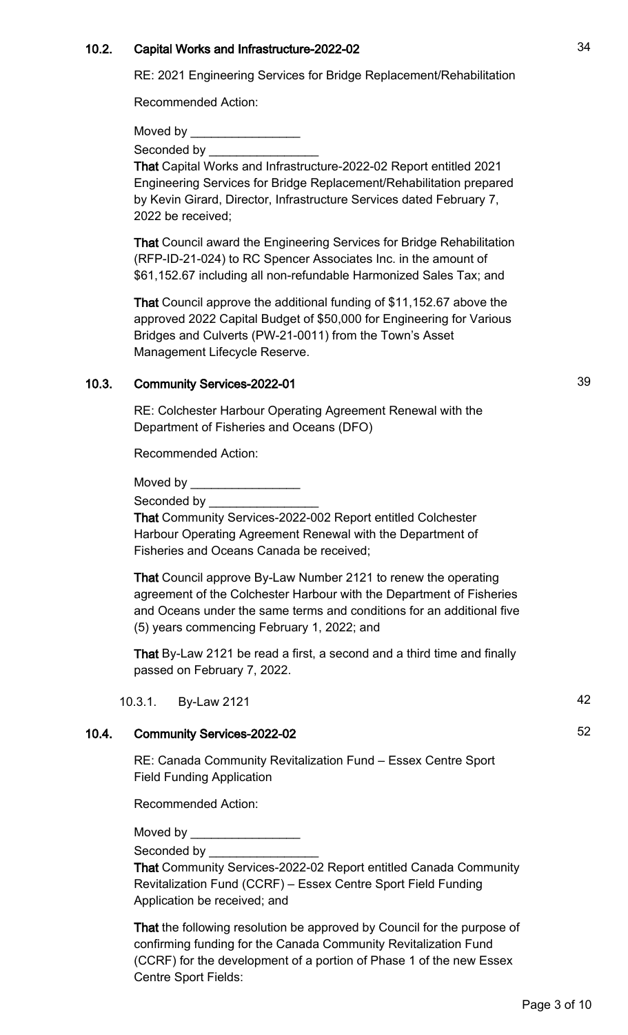## 10.2. Capital Works and Infrastructure-2022-02 34

RE: 2021 Engineering Services for Bridge Replacement/Rehabilitation

Recommended Action:

Moved by ________________

Seconded by ________________

**That** Capital Works and Infrastructure-2022-02 Report entitled 2021 Engineering Services for Bridge Replacement/Rehabilitation prepared by Kevin Girard, Director, Infrastructure Services dated February 7, 2022 be received;

**That** Council award the Engineering Services for Bridge Rehabilitation (RFP-ID-21-024) to RC Spencer Associates Inc. in the amount of $61,152.67 including all non-refundable Harmonized Sales Tax; and

**That** Council approve the additional funding of $11,152.67 above the approved 2022 Capital Budget of $50,000 for Engineering for Various Bridges and Culverts (PW-21-0011) from the Town's Asset Management Lifecycle Reserve.

## 10.3. Community Services-2022-01 39

RE: Colchester Harbour Operating Agreement Renewal with the Department of Fisheries and Oceans (DFO)

Recommended Action:

Moved by ________________

Seconded by ________________

**That** Community Services-2022-002 Report entitled Colchester Harbour Operating Agreement Renewal with the Department of Fisheries and Oceans Canada be received;

**That** Council approve By-Law Number 2121 to renew the operating agreement of the Colchester Harbour with the Department of Fisheries and Oceans under the same terms and conditions for an additional five (5) years commencing February 1, 2022; and

**That** By-Law 2121 be read a first, a second and a third time and finally passed on February 7, 2022.

10.3.1. By-Law 2121 42

## 10.4. Community Services-2022-02 52

RE: Canada Community Revitalization Fund – Essex Centre Sport Field Funding Application

Recommended Action:

Moved by ________________

Seconded by ________________

**That** Community Services-2022-02 Report entitled Canada Community Revitalization Fund (CCRF) – Essex Centre Sport Field Funding Application be received; and

**That** the following resolution be approved by Council for the purpose of confirming funding for the Canada Community Revitalization Fund (CCRF) for the development of a portion of Phase 1 of the new Essex Centre Sport Fields: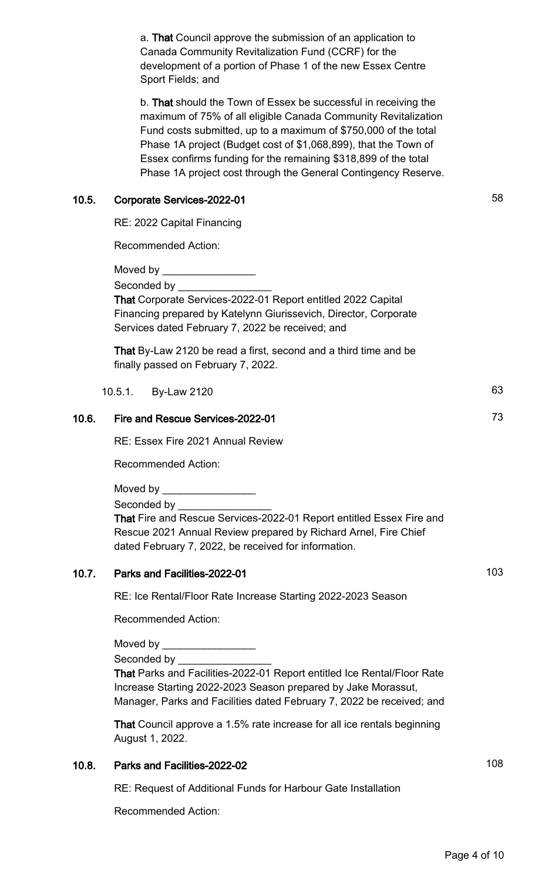a. **That** Council approve the submission of an application to Canada Community Revitalization Fund (CCRF) for the development of a portion of Phase 1 of the new Essex Centre Sport Fields; and

b. **That** should the Town of Essex be successful in receiving the maximum of 75% of all eligible Canada Community Revitalization Fund costs submitted, up to a maximum of $750,000 of the total Phase 1A project (Budget cost of $1,068,899), that the Town of Essex confirms funding for the remaining $318,899 of the total Phase 1A project cost through the General Contingency Reserve.

## 10.5. Corporate Services-2022-01 — 58

RE: 2022 Capital Financing

Recommended Action:

Moved by ________________

Seconded by ________________

**That** Corporate Services-2022-01 Report entitled 2022 Capital Financing prepared by Katelynn Giurissevich, Director, Corporate Services dated February 7, 2022 be received; and

**That** By-Law 2120 be read a first, second and a third time and be finally passed on February 7, 2022.

10.5.1. By-Law 2120 — 63

## 10.6. Fire and Rescue Services-2022-01 — 73

RE: Essex Fire 2021 Annual Review

Recommended Action:

Moved by ________________

Seconded by ________________

**That** Fire and Rescue Services-2022-01 Report entitled Essex Fire and Rescue 2021 Annual Review prepared by Richard Arnel, Fire Chief dated February 7, 2022, be received for information.

## 10.7. Parks and Facilities-2022-01 — 103

RE: Ice Rental/Floor Rate Increase Starting 2022-2023 Season

Recommended Action:

Moved by ________________

Seconded by ________________

**That** Parks and Facilities-2022-01 Report entitled Ice Rental/Floor Rate Increase Starting 2022-2023 Season prepared by Jake Morassut, Manager, Parks and Facilities dated February 7, 2022 be received; and

**That** Council approve a 1.5% rate increase for all ice rentals beginning August 1, 2022.

## 10.8. Parks and Facilities-2022-02 — 108

RE: Request of Additional Funds for Harbour Gate Installation

Recommended Action: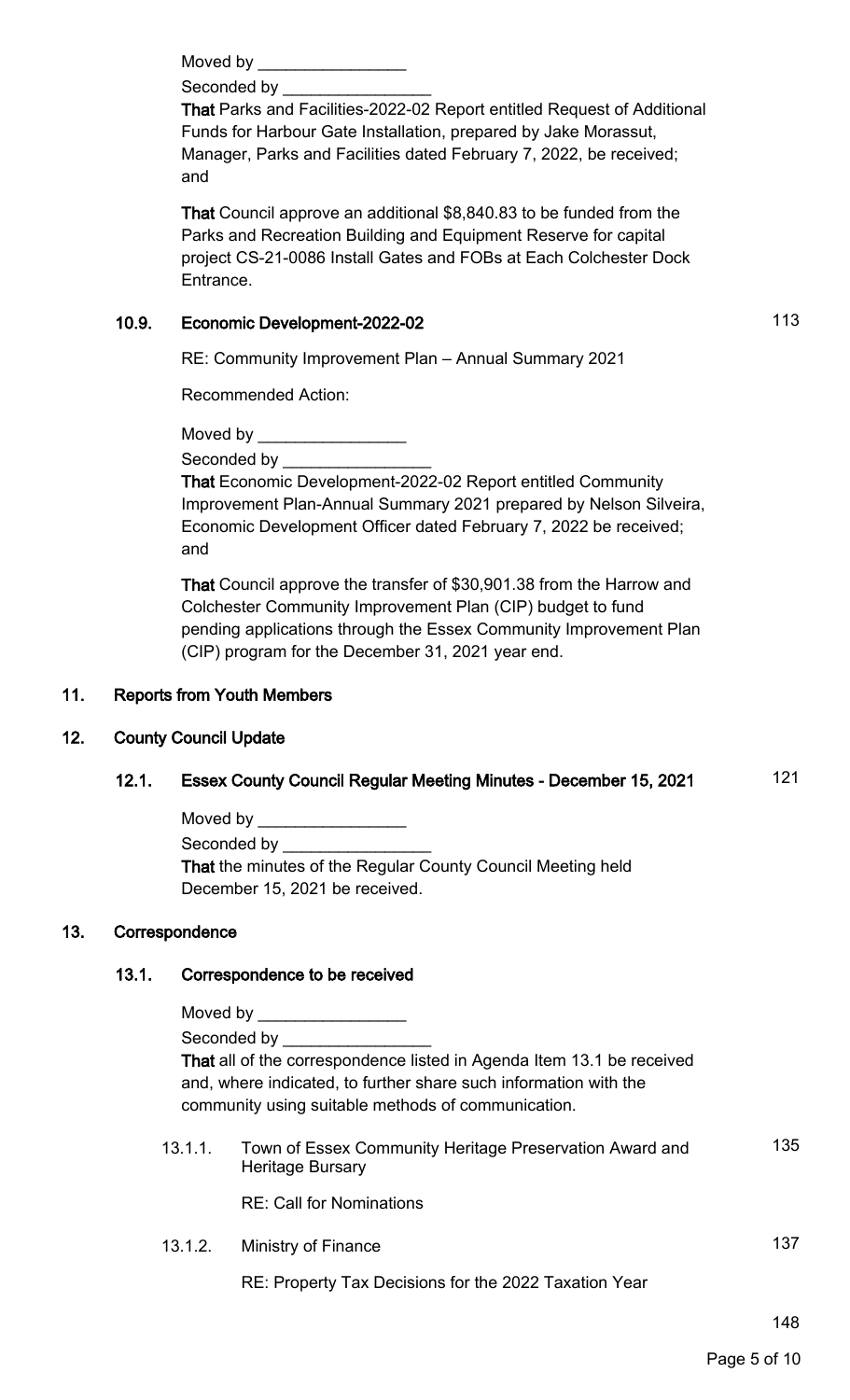Moved by ________________

Seconded by ________________

**That** Parks and Facilities-2022-02 Report entitled Request of Additional Funds for Harbour Gate Installation, prepared by Jake Morassut, Manager, Parks and Facilities dated February 7, 2022, be received; and

**That** Council approve an additional $8,840.83 to be funded from the Parks and Recreation Building and Equipment Reserve for capital project CS-21-0086 Install Gates and FOBs at Each Colchester Dock Entrance.

### 10.9. Economic Development-2022-02 — 113

RE: Community Improvement Plan – Annual Summary 2021

Recommended Action:

Moved by ________________

Seconded by ________________

**That** Economic Development-2022-02 Report entitled Community Improvement Plan-Annual Summary 2021 prepared by Nelson Silveira, Economic Development Officer dated February 7, 2022 be received; and

**That** Council approve the transfer of $30,901.38 from the Harrow and Colchester Community Improvement Plan (CIP) budget to fund pending applications through the Essex Community Improvement Plan (CIP) program for the December 31, 2021 year end.

## 11. Reports from Youth Members

## 12. County Council Update

### 12.1. Essex County Council Regular Meeting Minutes - December 15, 2021 — 121

Moved by ________________

Seconded by ________________

**That** the minutes of the Regular County Council Meeting held December 15, 2021 be received.

## 13. Correspondence

### 13.1. Correspondence to be received

Moved by ________________

Seconded by ________________

**That** all of the correspondence listed in Agenda Item 13.1 be received and, where indicated, to further share such information with the community using suitable methods of communication.

13.1.1. Town of Essex Community Heritage Preservation Award and Heritage Bursary — 135

RE: Call for Nominations

13.1.2. Ministry of Finance — 137

RE: Property Tax Decisions for the 2022 Taxation Year

148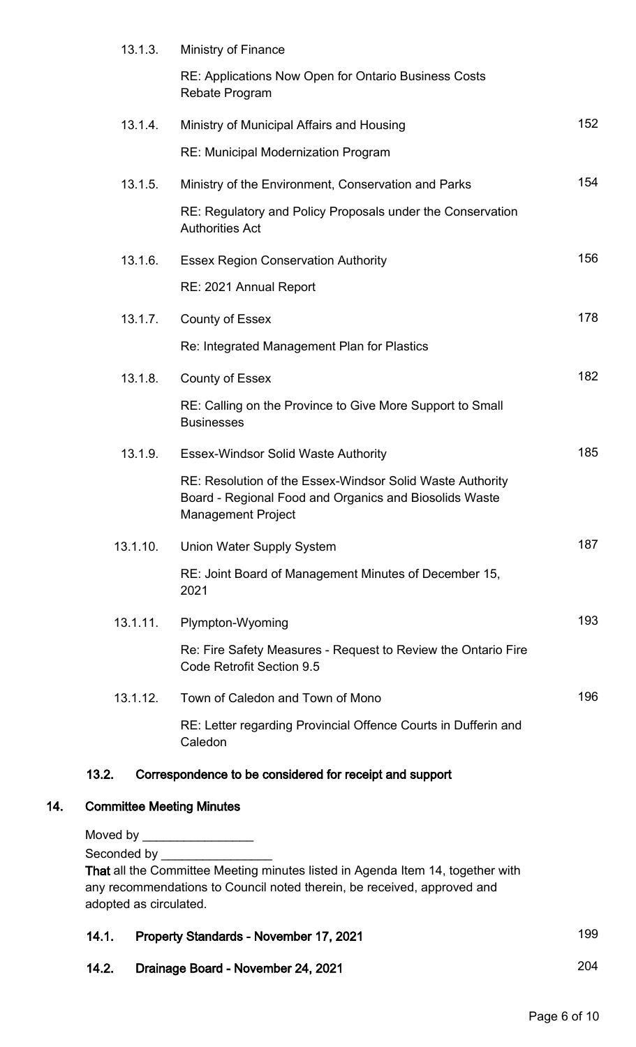13.1.3. Ministry of Finance

RE: Applications Now Open for Ontario Business Costs Rebate Program

13.1.4. Ministry of Municipal Affairs and Housing — 152

RE: Municipal Modernization Program

13.1.5. Ministry of the Environment, Conservation and Parks — 154

RE: Regulatory and Policy Proposals under the Conservation Authorities Act

13.1.6. Essex Region Conservation Authority — 156

RE: 2021 Annual Report

13.1.7. County of Essex — 178

Re: Integrated Management Plan for Plastics

13.1.8. County of Essex — 182

RE: Calling on the Province to Give More Support to Small Businesses

13.1.9. Essex-Windsor Solid Waste Authority — 185

RE: Resolution of the Essex-Windsor Solid Waste Authority Board - Regional Food and Organics and Biosolids Waste Management Project

13.1.10. Union Water Supply System — 187

RE: Joint Board of Management Minutes of December 15, 2021

13.1.11. Plympton-Wyoming — 193

Re: Fire Safety Measures - Request to Review the Ontario Fire Code Retrofit Section 9.5

13.1.12. Town of Caledon and Town of Mono — 196

RE: Letter regarding Provincial Offence Courts in Dufferin and Caledon

### 13.2. Correspondence to be considered for receipt and support

## 14. Committee Meeting Minutes

Moved by ________________

Seconded by ________________

**That** all the Committee Meeting minutes listed in Agenda Item 14, together with any recommendations to Council noted therein, be received, approved and adopted as circulated.

### 14.1. Property Standards - November 17, 2021 — 199

### 14.2. Drainage Board - November 24, 2021 — 204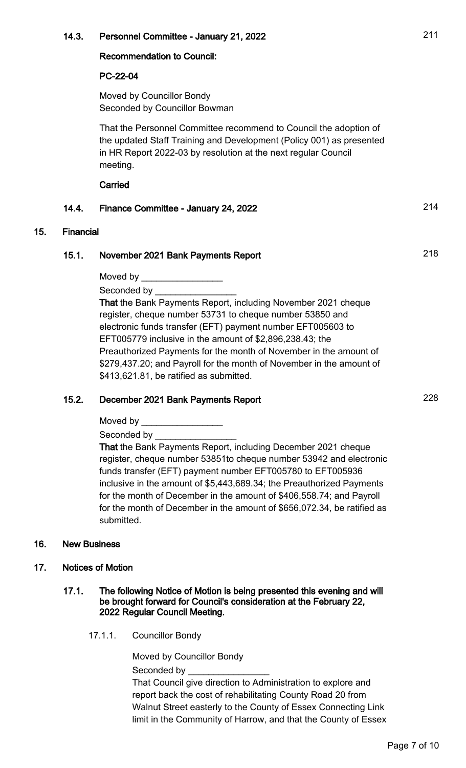### 14.3. Personnel Committee - January 21, 2022

211

**Recommendation to Council:**

**PC-22-04**

Moved by Councillor Bondy
Seconded by Councillor Bowman

That the Personnel Committee recommend to Council the adoption of the updated Staff Training and Development (Policy 001) as presented in HR Report 2022-03 by resolution at the next regular Council meeting.

**Carried**

### 14.4. Finance Committee - January 24, 2022

214

## 15. Financial

### 15.1. November 2021 Bank Payments Report

218

Moved by ________________

Seconded by ________________

**That** the Bank Payments Report, including November 2021 cheque register, cheque number 53731 to cheque number 53850 and electronic funds transfer (EFT) payment number EFT005603 to EFT005779 inclusive in the amount of $2,896,238.43; the Preauthorized Payments for the month of November in the amount of $279,437.20; and Payroll for the month of November in the amount of $413,621.81, be ratified as submitted.

### 15.2. December 2021 Bank Payments Report

228

Moved by ________________

Seconded by ________________

**That** the Bank Payments Report, including December 2021 cheque register, cheque number 53851to cheque number 53942 and electronic funds transfer (EFT) payment number EFT005780 to EFT005936 inclusive in the amount of $5,443,689.34; the Preauthorized Payments for the month of December in the amount of $406,558.74; and Payroll for the month of December in the amount of $656,072.34, be ratified as submitted.

## 16. New Business

## 17. Notices of Motion

### 17.1. The following Notice of Motion is being presented this evening and will be brought forward for Council's consideration at the February 22, 2022 Regular Council Meeting.

17.1.1. Councillor Bondy

Moved by Councillor Bondy

Seconded by ________________

That Council give direction to Administration to explore and report back the cost of rehabilitating County Road 20 from Walnut Street easterly to the County of Essex Connecting Link limit in the Community of Harrow, and that the County of Essex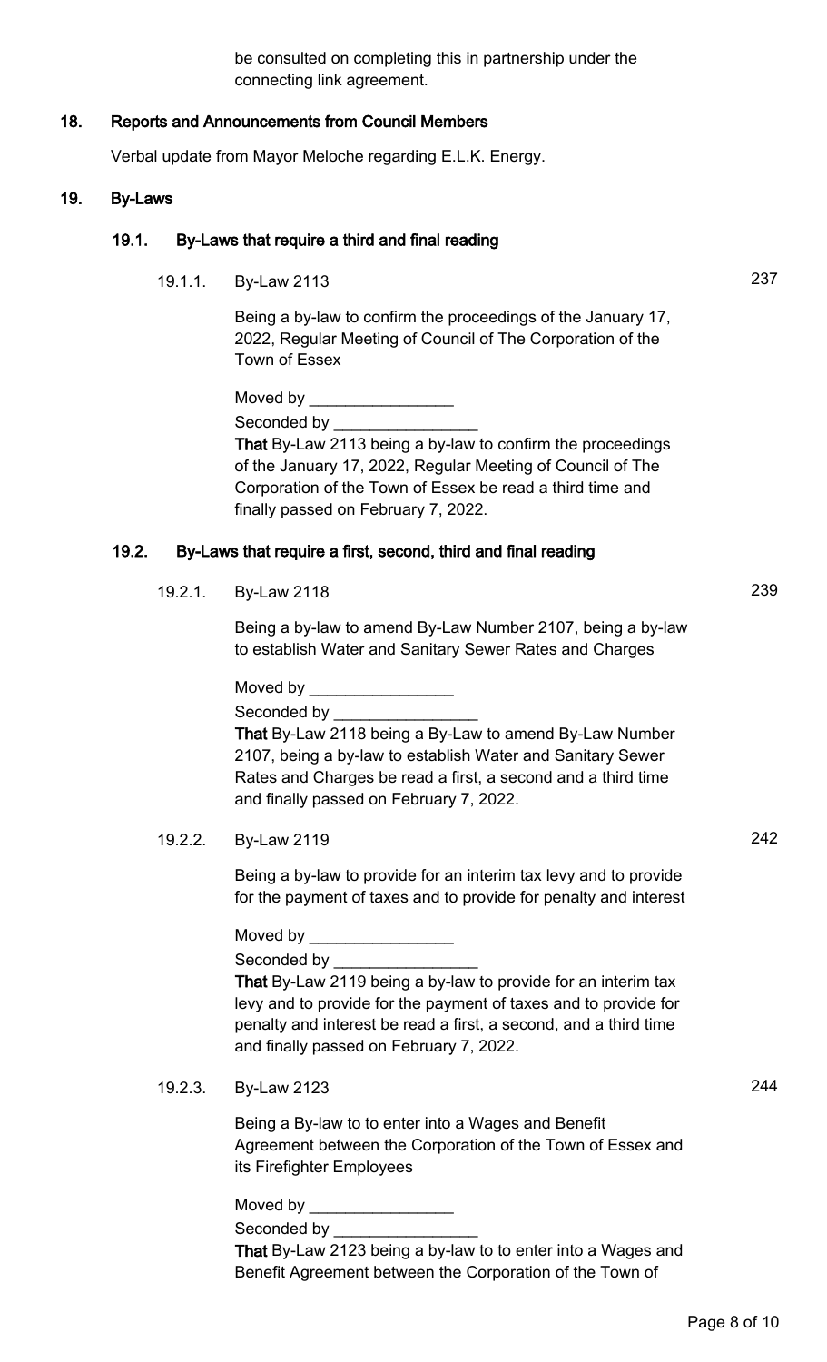be consulted on completing this in partnership under the connecting link agreement.

## 18. Reports and Announcements from Council Members

Verbal update from Mayor Meloche regarding E.L.K. Energy.

## 19. By-Laws

### 19.1. By-Laws that require a third and final reading

#### 19.1.1. By-Law 2113 — 237

Being a by-law to confirm the proceedings of the January 17, 2022, Regular Meeting of Council of The Corporation of the Town of Essex

Moved by ________________

Seconded by ________________

**That** By-Law 2113 being a by-law to confirm the proceedings of the January 17, 2022, Regular Meeting of Council of The Corporation of the Town of Essex be read a third time and finally passed on February 7, 2022.

### 19.2. By-Laws that require a first, second, third and final reading

#### 19.2.1. By-Law 2118 — 239

Being a by-law to amend By-Law Number 2107, being a by-law to establish Water and Sanitary Sewer Rates and Charges

Moved by ________________

Seconded by ________________

**That** By-Law 2118 being a By-Law to amend By-Law Number 2107, being a by-law to establish Water and Sanitary Sewer Rates and Charges be read a first, a second and a third time and finally passed on February 7, 2022.

#### 19.2.2. By-Law 2119 — 242

Being a by-law to provide for an interim tax levy and to provide for the payment of taxes and to provide for penalty and interest

Moved by ________________

Seconded by ________________

**That** By-Law 2119 being a by-law to provide for an interim tax levy and to provide for the payment of taxes and to provide for penalty and interest be read a first, a second, and a third time and finally passed on February 7, 2022.

#### 19.2.3. By-Law 2123 — 244

Being a By-law to to enter into a Wages and Benefit Agreement between the Corporation of the Town of Essex and its Firefighter Employees

Moved by ________________

Seconded by ________________

**That** By-Law 2123 being a by-law to to enter into a Wages and Benefit Agreement between the Corporation of the Town of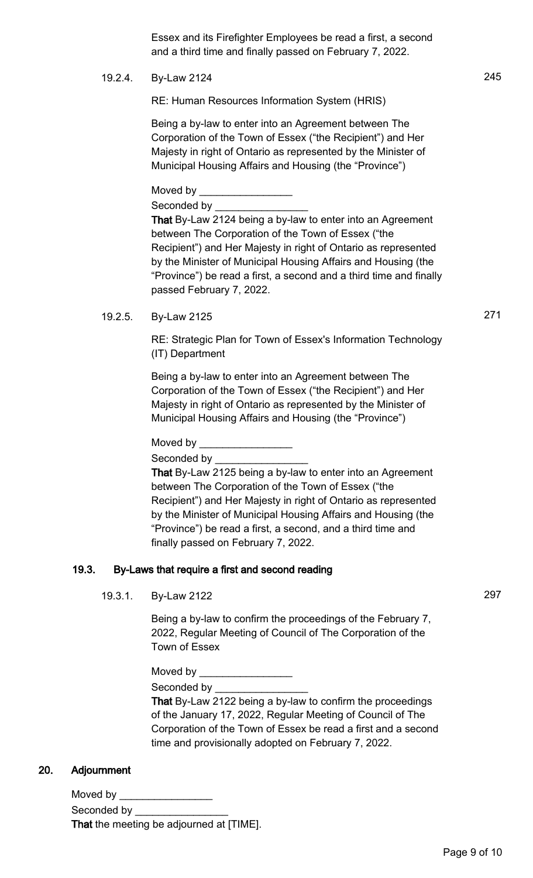Essex and its Firefighter Employees be read a first, a second and a third time and finally passed on February 7, 2022.

19.2.4. By-Law 2124 245

RE: Human Resources Information System (HRIS)

Being a by-law to enter into an Agreement between The Corporation of the Town of Essex ("the Recipient") and Her Majesty in right of Ontario as represented by the Minister of Municipal Housing Affairs and Housing (the "Province")

Moved by ________________
Seconded by ________________
**That** By-Law 2124 being a by-law to enter into an Agreement between The Corporation of the Town of Essex ("the Recipient") and Her Majesty in right of Ontario as represented by the Minister of Municipal Housing Affairs and Housing (the "Province") be read a first, a second and a third time and finally passed February 7, 2022.

19.2.5. By-Law 2125 271

RE: Strategic Plan for Town of Essex's Information Technology (IT) Department

Being a by-law to enter into an Agreement between The Corporation of the Town of Essex ("the Recipient") and Her Majesty in right of Ontario as represented by the Minister of Municipal Housing Affairs and Housing (the "Province")

Moved by ________________
Seconded by ________________
**That** By-Law 2125 being a by-law to enter into an Agreement between The Corporation of the Town of Essex ("the Recipient") and Her Majesty in right of Ontario as represented by the Minister of Municipal Housing Affairs and Housing (the "Province") be read a first, a second, and a third time and finally passed on February 7, 2022.

### 19.3. By-Laws that require a first and second reading

19.3.1. By-Law 2122 297

Being a by-law to confirm the proceedings of the February 7, 2022, Regular Meeting of Council of The Corporation of the Town of Essex

Moved by ________________
Seconded by ________________
**That** By-Law 2122 being a by-law to confirm the proceedings of the January 17, 2022, Regular Meeting of Council of The Corporation of the Town of Essex be read a first and a second time and provisionally adopted on February 7, 2022.

## 20. Adjournment

Moved by ________________
Seconded by ________________
**That** the meeting be adjourned at [TIME].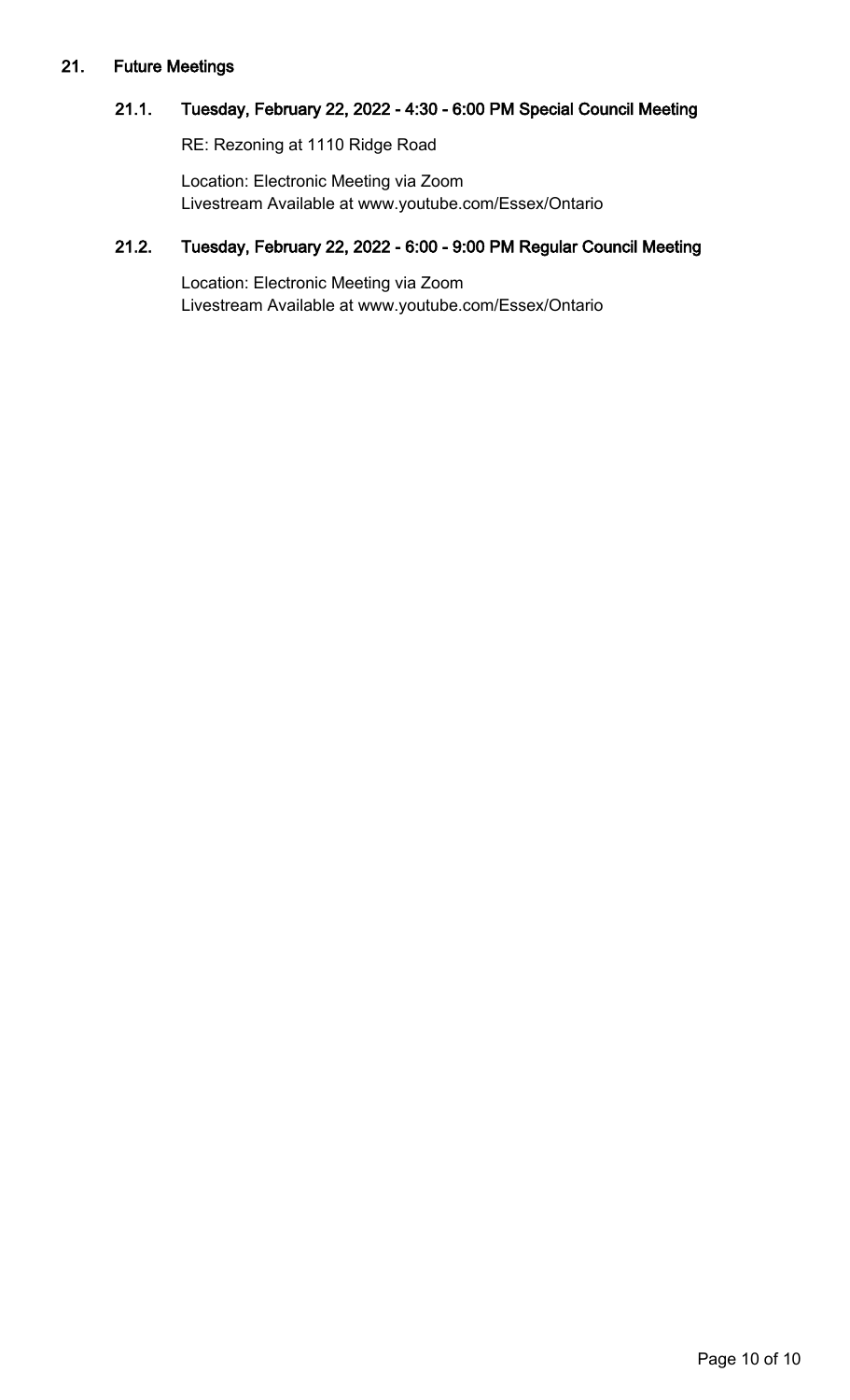## 21. Future Meetings

### 21.1. Tuesday, February 22, 2022 - 4:30 - 6:00 PM Special Council Meeting

RE: Rezoning at 1110 Ridge Road

Location: Electronic Meeting via Zoom
Livestream Available at www.youtube.com/Essex/Ontario

### 21.2. Tuesday, February 22, 2022 - 6:00 - 9:00 PM Regular Council Meeting

Location: Electronic Meeting via Zoom
Livestream Available at www.youtube.com/Essex/Ontario